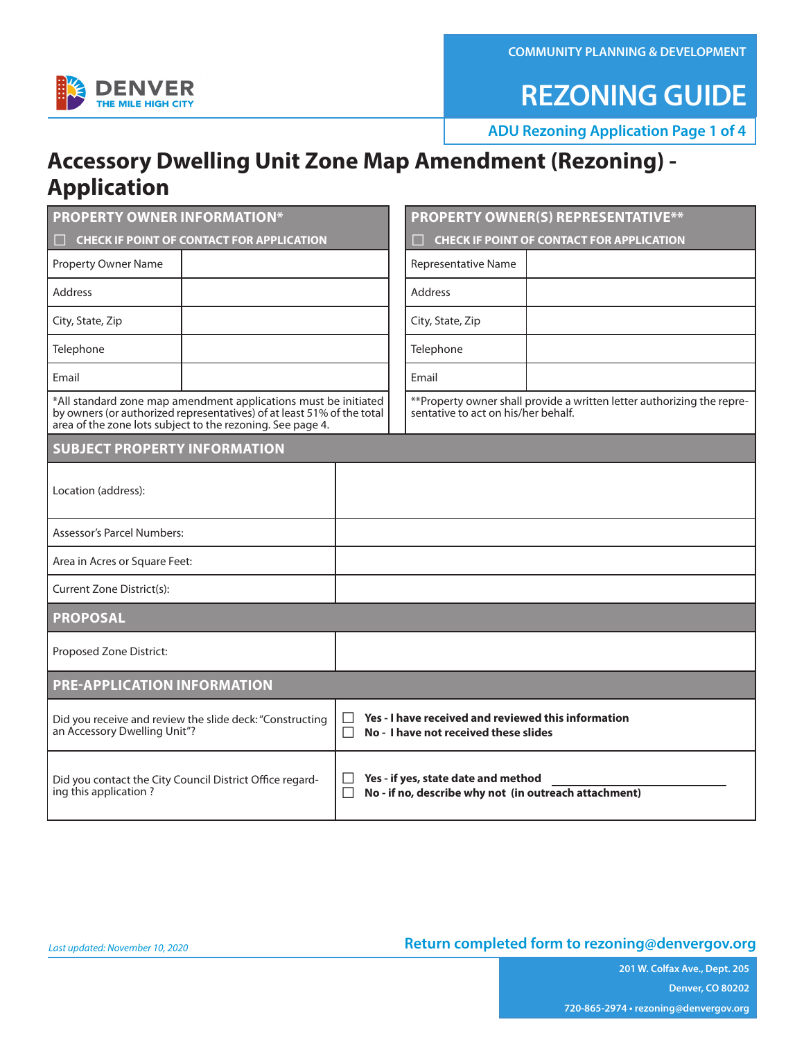COMMUNITY PLANNING & DEVELOPMENT

# REZONING GUIDE

ADU Rezoning Application Page 1 of 4

## Accessory Dwelling Unit Zone Map Amendment (Rezoning) - Application

| PROPERTY OWNER INFORMATION* ☐ CHECK IF POINT OF CONTACT FOR APPLICATION | |
|---|---|
| Property Owner Name | |
| Address | |
| City, State, Zip | |
| Telephone | |
| Email | |

*All standard zone map amendment applications must be initiated by owners (or authorized representatives) of at least 51% of the total area of the zone lots subject to the rezoning. See page 4.

| PROPERTY OWNER(S) REPRESENTATIVE** ☐ CHECK IF POINT OF CONTACT FOR APPLICATION | |
|---|---|
| Representative Name | |
| Address | |
| City, State, Zip | |
| Telephone | |
| Email | |

**Property owner shall provide a written letter authorizing the representative to act on his/her behalf.

| SUBJECT PROPERTY INFORMATION | |
|---|---|
| Location (address): | |
| Assessor's Parcel Numbers: | |
| Area in Acres or Square Feet: | |
| Current Zone District(s): | |

| PROPOSAL | |
|---|---|
| Proposed Zone District: | |

| PRE-APPLICATION INFORMATION | |
|---|---|
| Did you receive and review the slide deck: "Constructing an Accessory Dwelling Unit"? | ☐ **Yes - I have received and reviewed this information** ☐ **No - I have not received these slides** |
| Did you contact the City Council District Office regarding this application ? | ☐ **Yes - if yes, state date and method** \_\_\_\_\_\_\_\_\_\_\_\_ ☐ **No - if no, describe why not (in outreach attachment)** |

*Last updated: November 10, 2020*

**Return completed form to rezoning@denvergov.org**

201 W. Colfax Ave., Dept. 205
Denver, CO 80202
720-865-2974 • rezoning@denvergov.org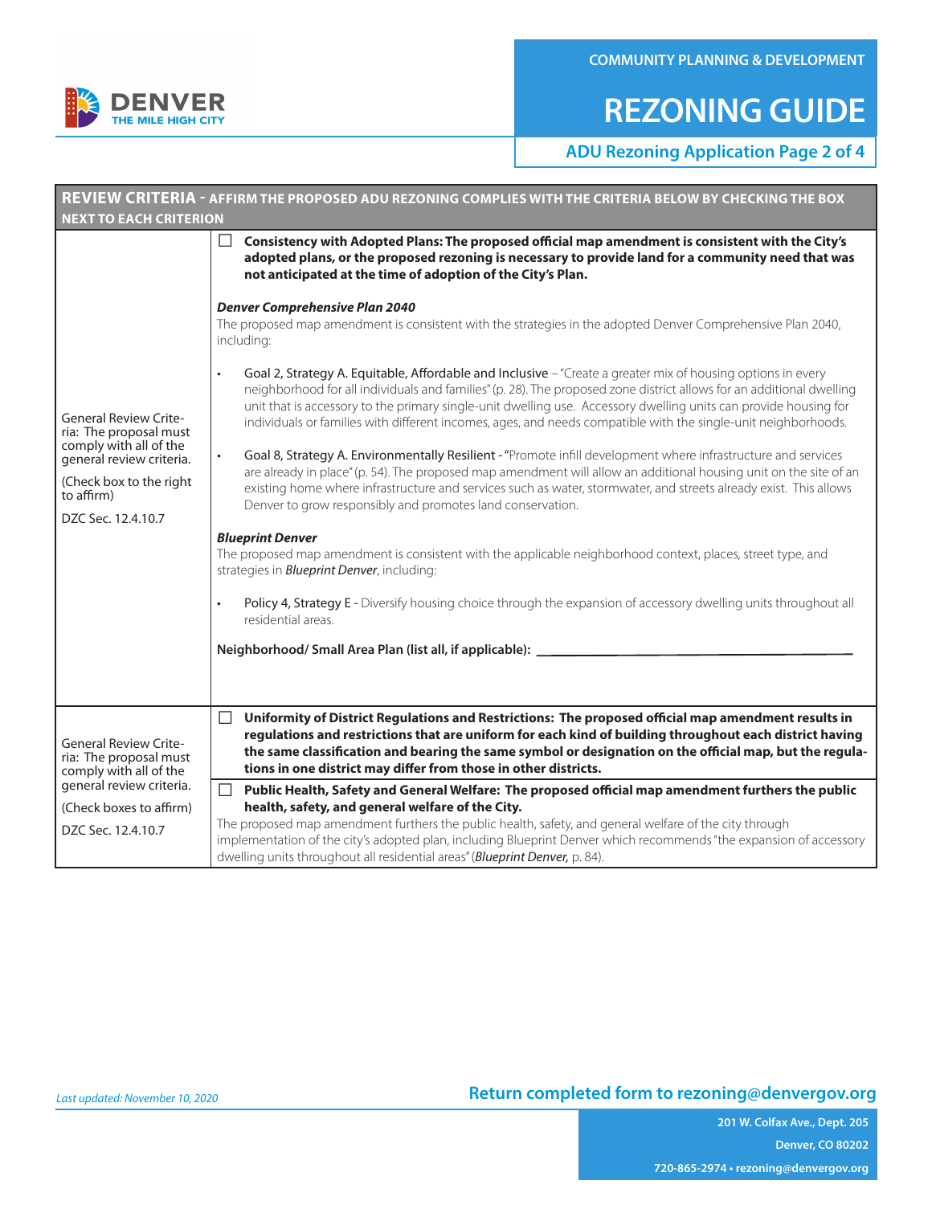# REZONING GUIDE

**ADU Rezoning Application Page 2 of 4**

## REVIEW CRITERIA - AFFIRM THE PROPOSED ADU REZONING COMPLIES WITH THE CRITERIA BELOW BY CHECKING THE BOX NEXT TO EACH CRITERION

| | |
|---|---|
| General Review Criteria: The proposal must comply with all of the general review criteria.<br><br>(Check box to the right to affirm)<br><br>DZC Sec. 12.4.10.7 | ☐ **Consistency with Adopted Plans: The proposed official map amendment is consistent with the City's adopted plans, or the proposed rezoning is necessary to provide land for a community need that was not anticipated at the time of adoption of the City's Plan.**<br><br>***Denver Comprehensive Plan 2040***<br>The proposed map amendment is consistent with the strategies in the adopted Denver Comprehensive Plan 2040, including:<br><br>• Goal 2, Strategy A. Equitable, Affordable and Inclusive – "Create a greater mix of housing options in every neighborhood for all individuals and families" (p. 28). The proposed zone district allows for an additional dwelling unit that is accessory to the primary single-unit dwelling use. Accessory dwelling units can provide housing for individuals or families with different incomes, ages, and needs compatible with the single-unit neighborhoods.<br><br>• Goal 8, Strategy A. Environmentally Resilient - "Promote infill development where infrastructure and services are already in place" (p. 54). The proposed map amendment will allow an additional housing unit on the site of an existing home where infrastructure and services such as water, stormwater, and streets already exist. This allows Denver to grow responsibly and promotes land conservation.<br><br>***Blueprint Denver***<br>The proposed map amendment is consistent with the applicable neighborhood context, places, street type, and strategies in *Blueprint Denver*, including:<br><br>• Policy 4, Strategy E - Diversify housing choice through the expansion of accessory dwelling units throughout all residential areas.<br><br>**Neighborhood/ Small Area Plan (list all, if applicable):** ______________________ |
| General Review Criteria: The proposal must comply with all of the general review criteria.<br><br>(Check boxes to affirm)<br><br>DZC Sec. 12.4.10.7 | ☐ **Uniformity of District Regulations and Restrictions: The proposed official map amendment results in regulations and restrictions that are uniform for each kind of building throughout each district having the same classification and bearing the same symbol or designation on the official map, but the regulations in one district may differ from those in other districts.**<br><br>☐ **Public Health, Safety and General Welfare: The proposed official map amendment furthers the public health, safety, and general welfare of the City.**<br>The proposed map amendment furthers the public health, safety, and general welfare of the city through implementation of the city's adopted plan, including Blueprint Denver which recommends "the expansion of accessory dwelling units throughout all residential areas" (*Blueprint Denver,* p. 84). |

*Last updated: November 10, 2020*

**Return completed form to rezoning@denvergov.org**

201 W. Colfax Ave., Dept. 205
Denver, CO 80202
720-865-2974 • rezoning@denvergov.org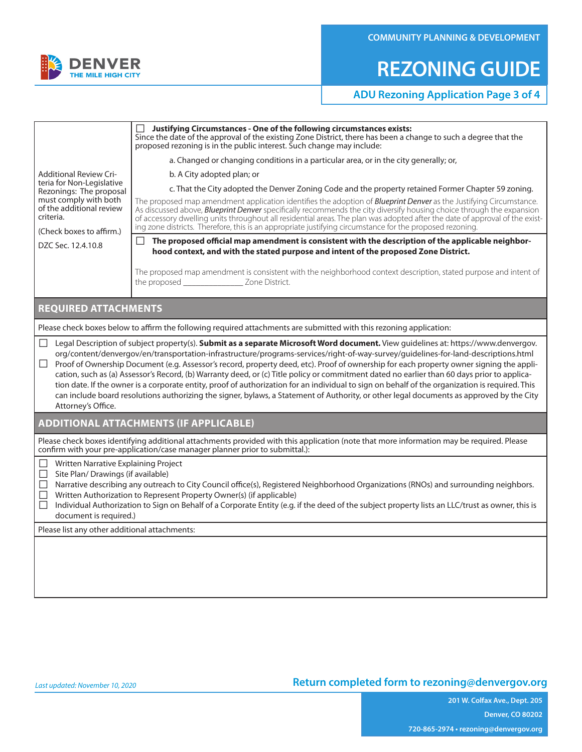| Additional Review Criteria for Non-Legislative Rezonings: The proposal must comply with both of the additional review criteria.<br><br>(Check boxes to affirm.)<br><br>DZC Sec. 12.4.10.8 | ☐ **Justifying Circumstances - One of the following circumstances exists:**<br>Since the date of the approval of the existing Zone District, there has been a change to such a degree that the proposed rezoning is in the public interest. Such change may include:<br><br>a. Changed or changing conditions in a particular area, or in the city generally; or,<br><br>b. A City adopted plan; or<br><br>c. That the City adopted the Denver Zoning Code and the property retained Former Chapter 59 zoning.<br><br>The proposed map amendment application identifies the adoption of ***Blueprint Denver*** as the Justifying Circumstance. As discussed above, ***Blueprint Denver*** specifically recommends the city diversify housing choice through the expansion of accessory dwelling units throughout all residential areas. The plan was adopted after the date of approval of the existing zone districts. Therefore, this is an appropriate justifying circumstance for the proposed rezoning. |
|---|---|
| | ☐ **The proposed official map amendment is consistent with the description of the applicable neighborhood context, and with the stated purpose and intent of the proposed Zone District.**<br><br>The proposed map amendment is consistent with the neighborhood context description, stated purpose and intent of the proposed _____________ Zone District. |

## REQUIRED ATTACHMENTS

Please check boxes below to affirm the following required attachments are submitted with this rezoning application:

- ☐ Legal Description of subject property(s). **Submit as a separate Microsoft Word document.** View guidelines at: https://www.denvergov.org/content/denvergov/en/transportation-infrastructure/programs-services/right-of-way-survey/guidelines-for-land-descriptions.html
- ☐ Proof of Ownership Document (e.g. Assessor's record, property deed, etc). Proof of ownership for each property owner signing the application, such as (a) Assessor's Record, (b) Warranty deed, or (c) Title policy or commitment dated no earlier than 60 days prior to application date. If the owner is a corporate entity, proof of authorization for an individual to sign on behalf of the organization is required. This can include board resolutions authorizing the signer, bylaws, a Statement of Authority, or other legal documents as approved by the City Attorney's Office.

## ADDITIONAL ATTACHMENTS (IF APPLICABLE)

Please check boxes identifying additional attachments provided with this application (note that more information may be required. Please confirm with your pre-application/case manager planner prior to submittal.):

- ☐ Written Narrative Explaining Project
- ☐ Site Plan/ Drawings (if available)
- ☐ Narrative describing any outreach to City Council office(s), Registered Neighborhood Organizations (RNOs) and surrounding neighbors.
- ☐ Written Authorization to Represent Property Owner(s) (if applicable)
- ☐ Individual Authorization to Sign on Behalf of a Corporate Entity (e.g. if the deed of the subject property lists an LLC/trust as owner, this is document is required.)

Please list any other additional attachments:

*Last updated: November 10, 2020*

**Return completed form to rezoning@denvergov.org**

201 W. Colfax Ave., Dept. 205
Denver, CO 80202
720-865-2974 • rezoning@denvergov.org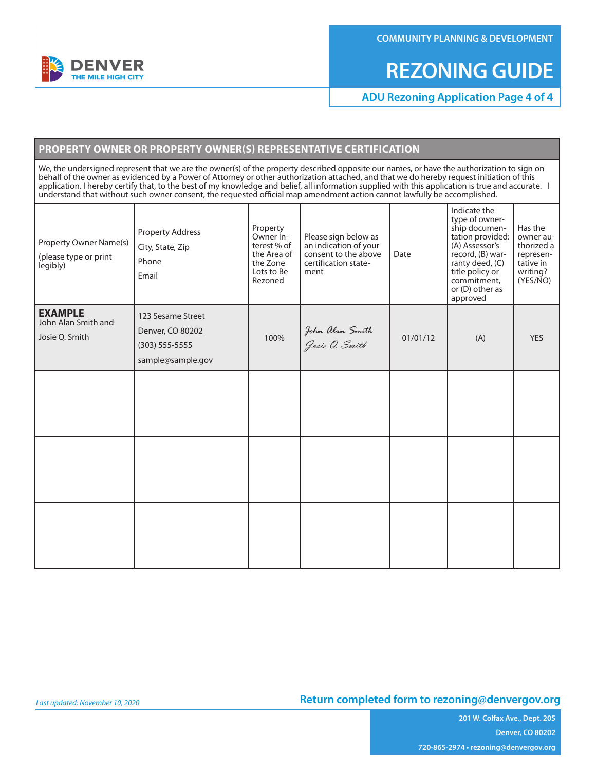**COMMUNITY PLANNING & DEVELOPMENT**

# REZONING GUIDE

**ADU Rezoning Application Page 4 of 4**

## PROPERTY OWNER OR PROPERTY OWNER(S) REPRESENTATIVE CERTIFICATION

We, the undersigned represent that we are the owner(s) of the property described opposite our names, or have the authorization to sign on behalf of the owner as evidenced by a Power of Attorney or other authorization attached, and that we do hereby request initiation of this application. I hereby certify that, to the best of my knowledge and belief, all information supplied with this application is true and accurate. I understand that without such owner consent, the requested official map amendment action cannot lawfully be accomplished.

| Property Owner Name(s) (please type or print legibly) | Property Address City, State, Zip Phone Email | Property Owner Interest % of the Area of the Zone Lots to Be Rezoned | Please sign below as an indication of your consent to the above certification statement | Date | Indicate the type of ownership documentation provided: (A) Assessor's record, (B) warranty deed, (C) title policy or commitment, or (D) other as approved | Has the owner authorized a representative in writing? (YES/NO) |
|---|---|---|---|---|---|---|
| **EXAMPLE** John Alan Smith and Josie Q. Smith | 123 Sesame Street Denver, CO 80202 (303) 555-5555 sample@sample.gov | 100% | *John Alan Smith* *Josie Q. Smith* | 01/01/12 | (A) | YES |
| | | | | | | |
| | | | | | | |
| | | | | | | |

*Last updated: November 10, 2020*

**Return completed form to rezoning@denvergov.org**

201 W. Colfax Ave., Dept. 205
Denver, CO 80202
720-865-2974 • rezoning@denvergov.org